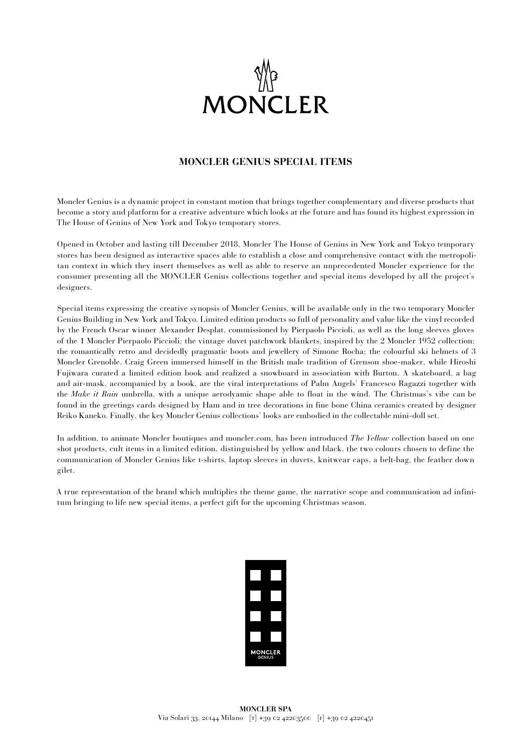# MONCLER GENIUS SPECIAL ITEMS

Moncler Genius is a dynamic project in constant motion that brings together complementary and diverse products that become a story and platform for a creative adventure which looks at the future and has found its highest expression in The House of Genius of New York and Tokyo temporary stores.

Opened in October and lasting till December 2018, Moncler The House of Genius in New York and Tokyo temporary stores has been designed as interactive spaces able to establish a close and comprehensive contact with the metropolitan context in which they insert themselves as well as able to reserve an unprecedented Moncler experience for the consumer presenting all the MONCLER Genius collections together and special items developed by all the project's designers.

Special items expressing the creative synopsis of Moncler Genius, will be available only in the two temporary Moncler Genius Building in New York and Tokyo. Limited edition products so full of personality and value like the vinyl recorded by the French Oscar winner Alexander Desplat, commissioned by Pierpaolo Piccioli, as well as the long sleeves gloves of the 1 Moncler Pierpaolo Piccioli; the vintage duvet patchwork blankets, inspired by the 2 Moncler 1952 collection; the romantically retro and decidedly pragmatic boots and jewellery of Simone Rocha; the colourful ski helmets of 3 Moncler Grenoble. Craig Green immersed himself in the British male tradition of Grenson shoe-maker, while Hiroshi Fujiwara curated a limited edition book and realized a snowboard in association with Burton. A skateboard, a bag and air-mask, accompanied by a book, are the viral interpretations of Palm Angels' Francesco Ragazzi together with the *Make it Rain* umbrella, with a unique aerodyamic shape able to float in the wind. The Christmas's vibe can be found in the greetings cards designed by Ham and in tree decorations in fine bone China ceramics created by designer Reiko Kaneko. Finally, the key Moncler Genius collections' looks are embodied in the collectable mini-doll set.

In addition, to animate Moncler boutiques and moncler.com, has been introduced *The Yellow* collection based on one shot products, cult items in a limited edition, distinguished by yellow and black, the two colours chosen to define the communication of Moncler Genius like t-shirts, laptop sleeves in duvets, knitwear caps, a belt-bag, the feather down gilet.

A true representation of the brand which multiplies the theme game, the narrative scope and communication ad infinitum bringing to life new special items, a perfect gift for the upcoming Christmas season.

**MONCLER SPA**
Via Solari 33, 20144 Milano [T] +39 02 42203500 [F] +39 02 4220451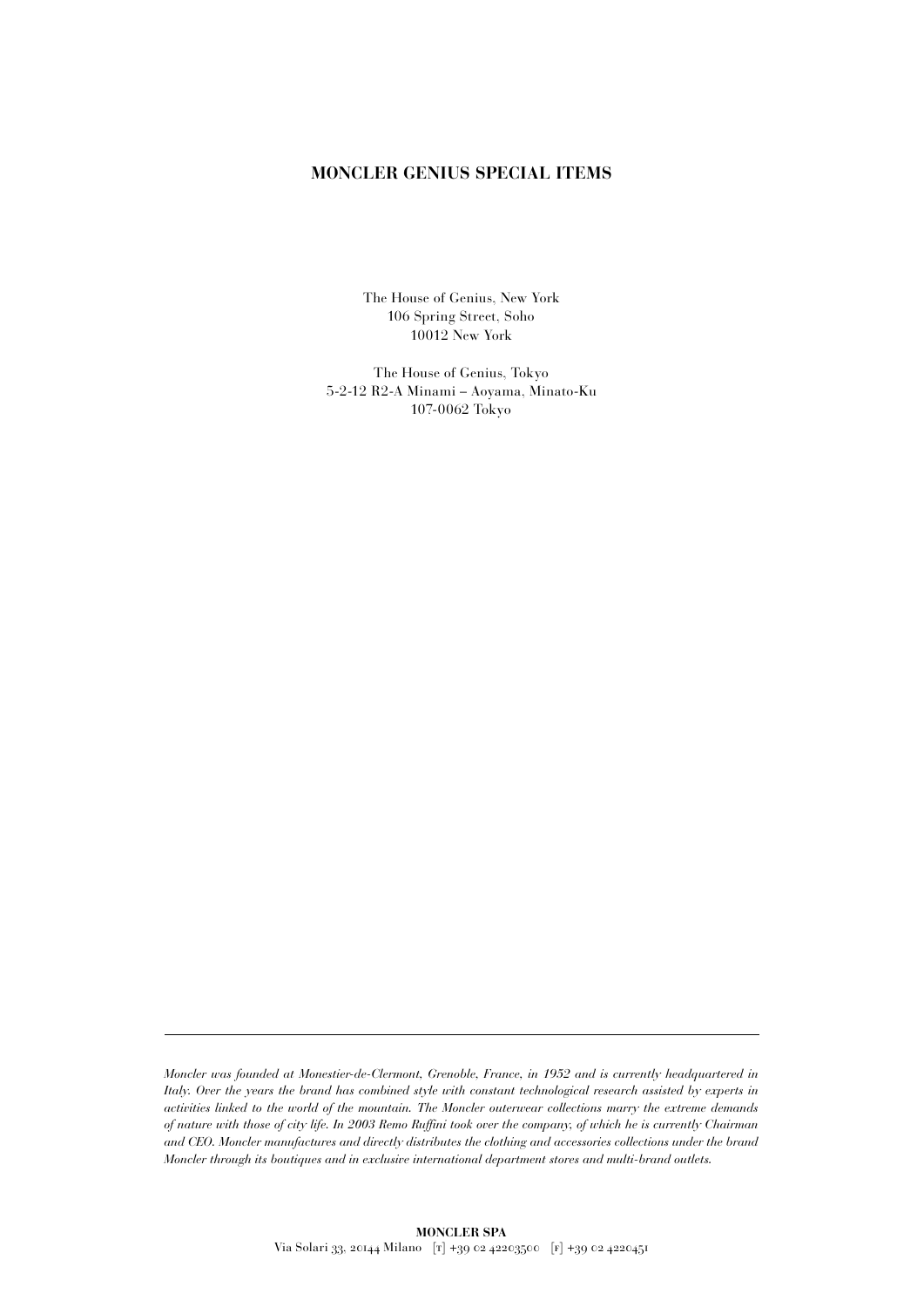**MONCLER GENIUS SPECIAL ITEMS**

The House of Genius, New York
106 Spring Street, Soho
10012 New York

The House of Genius, Tokyo
5-2-12 R2-A Minami – Aoyama, Minato-Ku
107-0062 Tokyo

---

*Moncler was founded at Monestier-de-Clermont, Grenoble, France, in 1952 and is currently headquartered in Italy. Over the years the brand has combined style with constant technological research assisted by experts in activities linked to the world of the mountain. The Moncler outerwear collections marry the extreme demands of nature with those of city life. In 2003 Remo Ruffini took over the company, of which he is currently Chairman and CEO. Moncler manufactures and directly distributes the clothing and accessories collections under the brand Moncler through its boutiques and in exclusive international department stores and multi-brand outlets.*

**MONCLER SPA**
Via Solari 33, 20144 Milano [T] +39 02 42203500 [F] +39 02 4220451